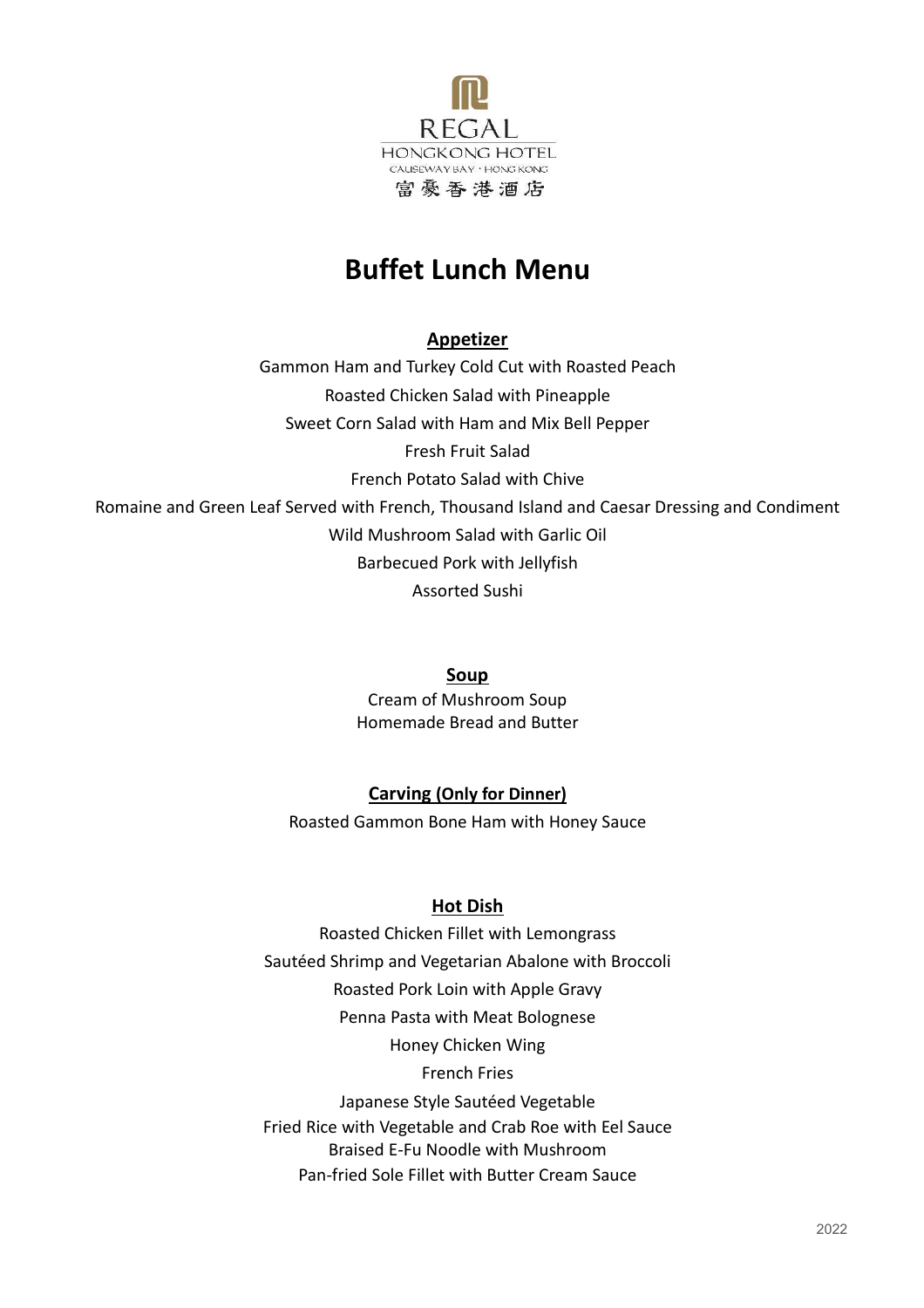REGAL
HONGKONG HOTEL
CAUSEWAY BAY · HONG KONG
富豪香港酒店

# Buffet Lunch Menu

## Appetizer

Gammon Ham and Turkey Cold Cut with Roasted Peach
Roasted Chicken Salad with Pineapple
Sweet Corn Salad with Ham and Mix Bell Pepper
Fresh Fruit Salad
French Potato Salad with Chive
Romaine and Green Leaf Served with French, Thousand Island and Caesar Dressing and Condiment
Wild Mushroom Salad with Garlic Oil
Barbecued Pork with Jellyfish
Assorted Sushi

## Soup

Cream of Mushroom Soup
Homemade Bread and Butter

## Carving (Only for Dinner)

Roasted Gammon Bone Ham with Honey Sauce

## Hot Dish

Roasted Chicken Fillet with Lemongrass
Sautéed Shrimp and Vegetarian Abalone with Broccoli
Roasted Pork Loin with Apple Gravy
Penna Pasta with Meat Bolognese
Honey Chicken Wing
French Fries
Japanese Style Sautéed Vegetable
Fried Rice with Vegetable and Crab Roe with Eel Sauce
Braised E-Fu Noodle with Mushroom
Pan-fried Sole Fillet with Butter Cream Sauce

2022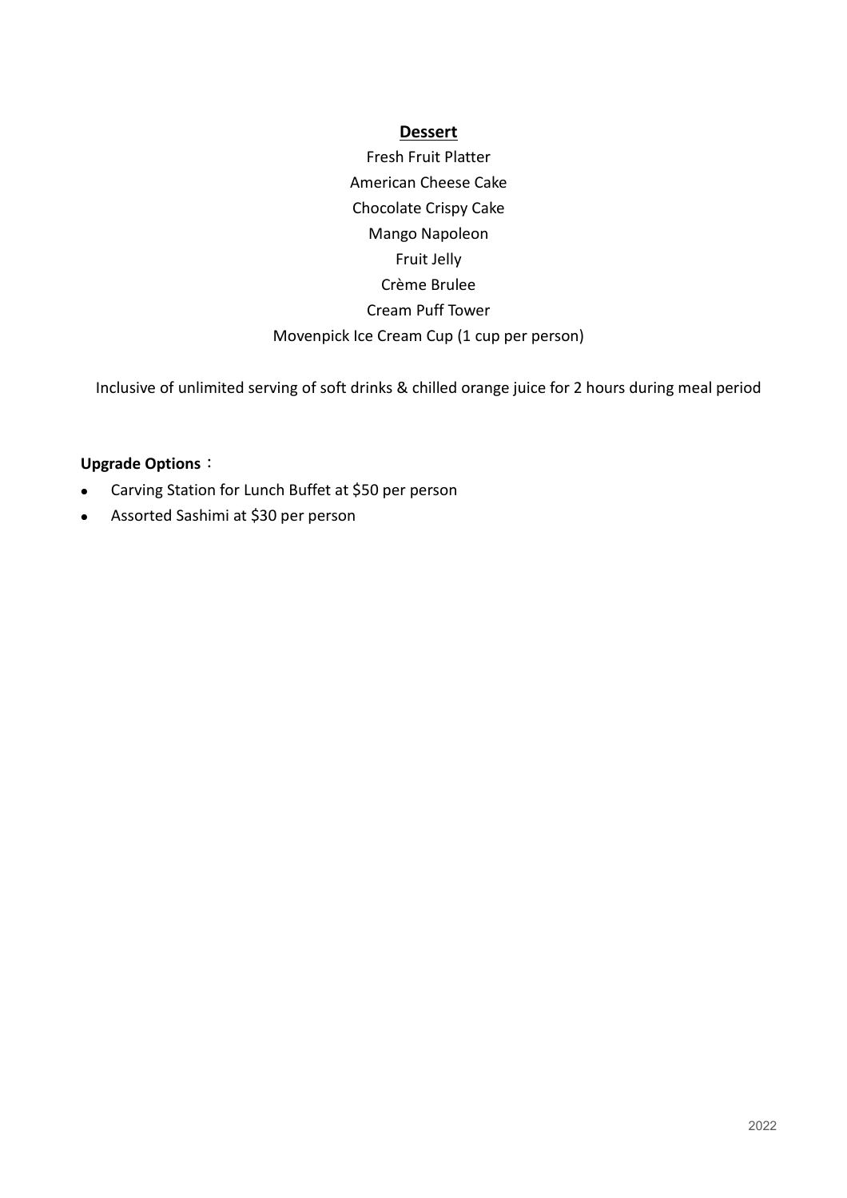**Dessert**

Fresh Fruit Platter

American Cheese Cake

Chocolate Crispy Cake

Mango Napoleon

Fruit Jelly

Crème Brulee

Cream Puff Tower

Movenpick Ice Cream Cup (1 cup per person)

Inclusive of unlimited serving of soft drinks & chilled orange juice for 2 hours during meal period

**Upgrade Options**：

- Carving Station for Lunch Buffet at $50 per person
- Assorted Sashimi at $30 per person

2022